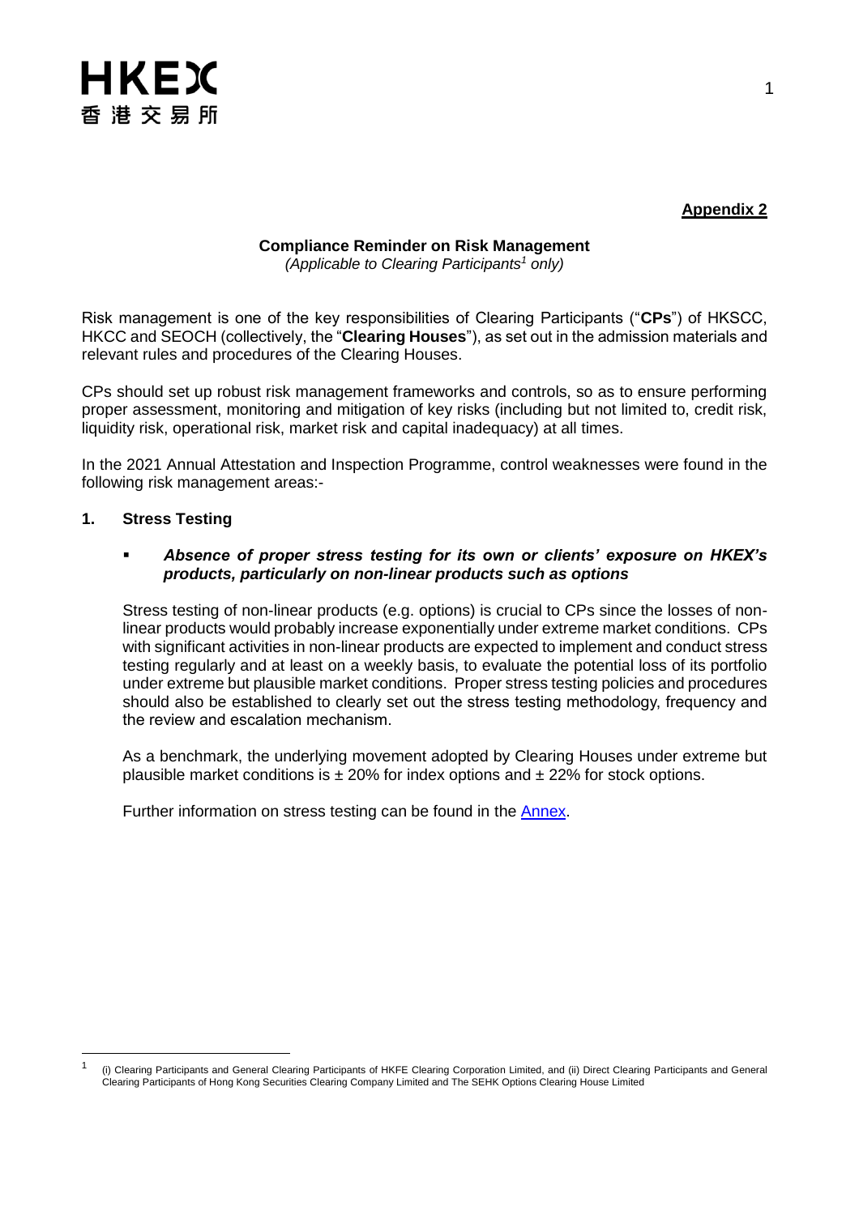**Appendix 2**

**Compliance Reminder on Risk Management**

*(Applicable to Clearing Participants[1] only)*

Risk management is one of the key responsibilities of Clearing Participants ("**CPs**") of HKSCC, HKCC and SEOCH (collectively, the "**Clearing Houses**"), as set out in the admission materials and relevant rules and procedures of the Clearing Houses.

CPs should set up robust risk management frameworks and controls, so as to ensure performing proper assessment, monitoring and mitigation of key risks (including but not limited to, credit risk, liquidity risk, operational risk, market risk and capital inadequacy) at all times.

In the 2021 Annual Attestation and Inspection Programme, control weaknesses were found in the following risk management areas:-

## 1. Stress Testing

- ***Absence of proper stress testing for its own or clients' exposure on HKEX's products, particularly on non-linear products such as options***

Stress testing of non-linear products (e.g. options) is crucial to CPs since the losses of non-linear products would probably increase exponentially under extreme market conditions. CPs with significant activities in non-linear products are expected to implement and conduct stress testing regularly and at least on a weekly basis, to evaluate the potential loss of its portfolio under extreme but plausible market conditions. Proper stress testing policies and procedures should also be established to clearly set out the stress testing methodology, frequency and the review and escalation mechanism.

As a benchmark, the underlying movement adopted by Clearing Houses under extreme but plausible market conditions is $\pm$ 20% for index options and $\pm$ 22% for stock options.

Further information on stress testing can be found in the Annex.

[1] (i) Clearing Participants and General Clearing Participants of HKFE Clearing Corporation Limited, and (ii) Direct Clearing Participants and General Clearing Participants of Hong Kong Securities Clearing Company Limited and The SEHK Options Clearing House Limited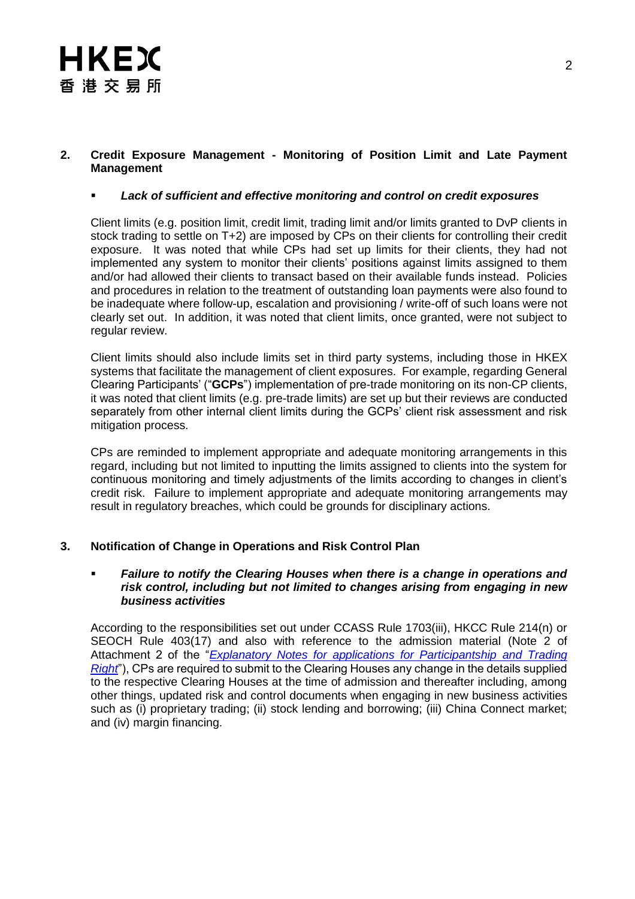## 2. Credit Exposure Management - Monitoring of Position Limit and Late Payment Management

- ***Lack of sufficient and effective monitoring and control on credit exposures***

Client limits (e.g. position limit, credit limit, trading limit and/or limits granted to DvP clients in stock trading to settle on T+2) are imposed by CPs on their clients for controlling their credit exposure. It was noted that while CPs had set up limits for their clients, they had not implemented any system to monitor their clients' positions against limits assigned to them and/or had allowed their clients to transact based on their available funds instead. Policies and procedures in relation to the treatment of outstanding loan payments were also found to be inadequate where follow-up, escalation and provisioning / write-off of such loans were not clearly set out. In addition, it was noted that client limits, once granted, were not subject to regular review.

Client limits should also include limits set in third party systems, including those in HKEX systems that facilitate the management of client exposures. For example, regarding General Clearing Participants' ("**GCPs**") implementation of pre-trade monitoring on its non-CP clients, it was noted that client limits (e.g. pre-trade limits) are set up but their reviews are conducted separately from other internal client limits during the GCPs' client risk assessment and risk mitigation process.

CPs are reminded to implement appropriate and adequate monitoring arrangements in this regard, including but not limited to inputting the limits assigned to clients into the system for continuous monitoring and timely adjustments of the limits according to changes in client's credit risk. Failure to implement appropriate and adequate monitoring arrangements may result in regulatory breaches, which could be grounds for disciplinary actions.

## 3. Notification of Change in Operations and Risk Control Plan

- ***Failure to notify the Clearing Houses when there is a change in operations and risk control, including but not limited to changes arising from engaging in new business activities***

According to the responsibilities set out under CCASS Rule 1703(iii), HKCC Rule 214(n) or SEOCH Rule 403(17) and also with reference to the admission material (Note 2 of Attachment 2 of the "*Explanatory Notes for applications for Participantship and Trading Right*"), CPs are required to submit to the Clearing Houses any change in the details supplied to the respective Clearing Houses at the time of admission and thereafter including, among other things, updated risk and control documents when engaging in new business activities such as (i) proprietary trading; (ii) stock lending and borrowing; (iii) China Connect market; and (iv) margin financing.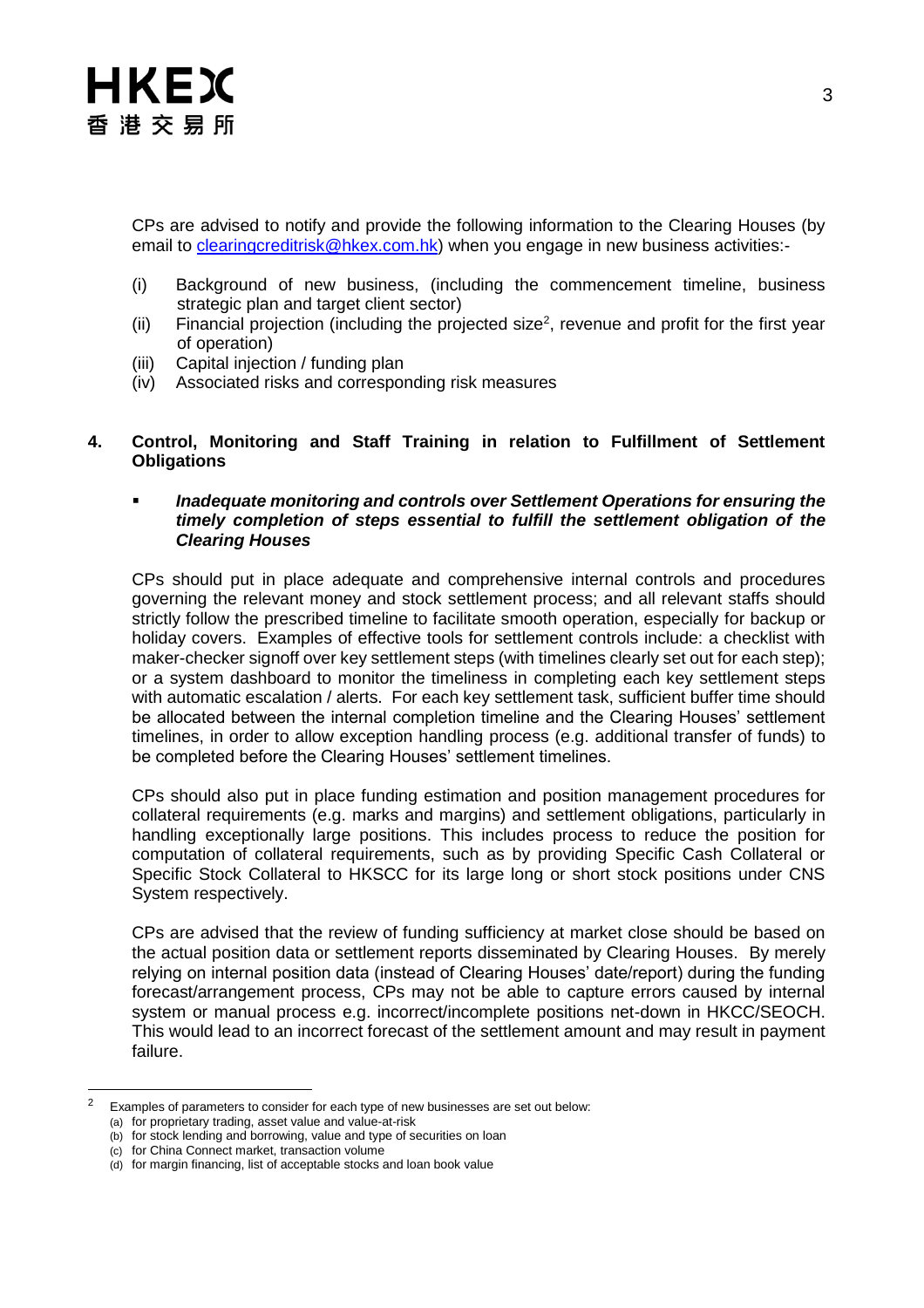CPs are advised to notify and provide the following information to the Clearing Houses (by email to clearingcreditrisk@hkex.com.hk) when you engage in new business activities:-

(i) Background of new business, (including the commencement timeline, business strategic plan and target client sector)
(ii) Financial projection (including the projected size[2], revenue and profit for the first year of operation)
(iii) Capital injection / funding plan
(iv) Associated risks and corresponding risk measures

## 4. Control, Monitoring and Staff Training in relation to Fulfillment of Settlement Obligations

- ***Inadequate monitoring and controls over Settlement Operations for ensuring the timely completion of steps essential to fulfill the settlement obligation of the Clearing Houses***

CPs should put in place adequate and comprehensive internal controls and procedures governing the relevant money and stock settlement process; and all relevant staffs should strictly follow the prescribed timeline to facilitate smooth operation, especially for backup or holiday covers. Examples of effective tools for settlement controls include: a checklist with maker-checker signoff over key settlement steps (with timelines clearly set out for each step); or a system dashboard to monitor the timeliness in completing each key settlement steps with automatic escalation / alerts. For each key settlement task, sufficient buffer time should be allocated between the internal completion timeline and the Clearing Houses' settlement timelines, in order to allow exception handling process (e.g. additional transfer of funds) to be completed before the Clearing Houses' settlement timelines.

CPs should also put in place funding estimation and position management procedures for collateral requirements (e.g. marks and margins) and settlement obligations, particularly in handling exceptionally large positions. This includes process to reduce the position for computation of collateral requirements, such as by providing Specific Cash Collateral or Specific Stock Collateral to HKSCC for its large long or short stock positions under CNS System respectively.

CPs are advised that the review of funding sufficiency at market close should be based on the actual position data or settlement reports disseminated by Clearing Houses. By merely relying on internal position data (instead of Clearing Houses' date/report) during the funding forecast/arrangement process, CPs may not be able to capture errors caused by internal system or manual process e.g. incorrect/incomplete positions net-down in HKCC/SEOCH. This would lead to an incorrect forecast of the settlement amount and may result in payment failure.

---

[2] Examples of parameters to consider for each type of new businesses are set out below:
(a) for proprietary trading, asset value and value-at-risk
(b) for stock lending and borrowing, value and type of securities on loan
(c) for China Connect market, transaction volume
(d) for margin financing, list of acceptable stocks and loan book value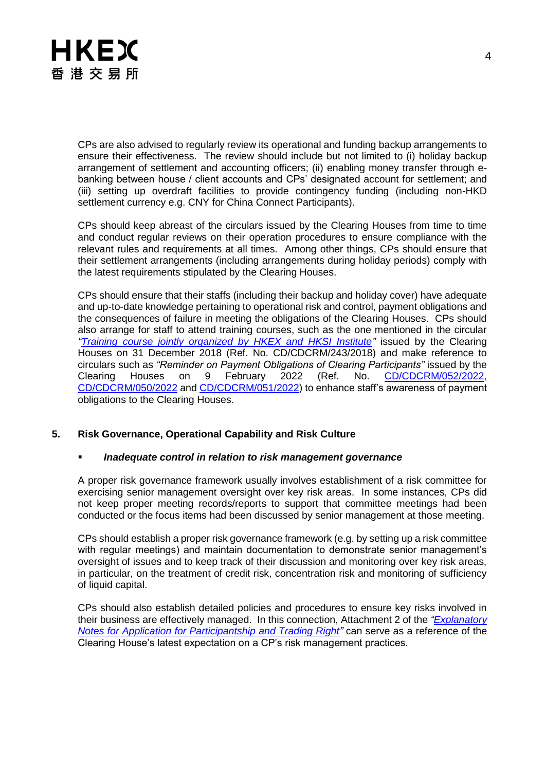CPs are also advised to regularly review its operational and funding backup arrangements to ensure their effectiveness. The review should include but not limited to (i) holiday backup arrangement of settlement and accounting officers; (ii) enabling money transfer through e-banking between house / client accounts and CPs' designated account for settlement; and (iii) setting up overdraft facilities to provide contingency funding (including non-HKD settlement currency e.g. CNY for China Connect Participants).

CPs should keep abreast of the circulars issued by the Clearing Houses from time to time and conduct regular reviews on their operation procedures to ensure compliance with the relevant rules and requirements at all times. Among other things, CPs should ensure that their settlement arrangements (including arrangements during holiday periods) comply with the latest requirements stipulated by the Clearing Houses.

CPs should ensure that their staffs (including their backup and holiday cover) have adequate and up-to-date knowledge pertaining to operational risk and control, payment obligations and the consequences of failure in meeting the obligations of the Clearing Houses. CPs should also arrange for staff to attend training courses, such as the one mentioned in the circular *"Training course jointly organized by HKEX and HKSI Institute"* issued by the Clearing Houses on 31 December 2018 (Ref. No. CD/CDCRM/243/2018) and make reference to circulars such as *"Reminder on Payment Obligations of Clearing Participants"* issued by the Clearing Houses on 9 February 2022 (Ref. No. CD/CDCRM/052/2022, CD/CDCRM/050/2022 and CD/CDCRM/051/2022) to enhance staff's awareness of payment obligations to the Clearing Houses.

## 5. Risk Governance, Operational Capability and Risk Culture

- ***Inadequate control in relation to risk management governance***

A proper risk governance framework usually involves establishment of a risk committee for exercising senior management oversight over key risk areas. In some instances, CPs did not keep proper meeting records/reports to support that committee meetings had been conducted or the focus items had been discussed by senior management at those meeting.

CPs should establish a proper risk governance framework (e.g. by setting up a risk committee with regular meetings) and maintain documentation to demonstrate senior management's oversight of issues and to keep track of their discussion and monitoring over key risk areas, in particular, on the treatment of credit risk, concentration risk and monitoring of sufficiency of liquid capital.

CPs should also establish detailed policies and procedures to ensure key risks involved in their business are effectively managed. In this connection, Attachment 2 of the *"Explanatory Notes for Application for Participantship and Trading Right"* can serve as a reference of the Clearing House's latest expectation on a CP's risk management practices.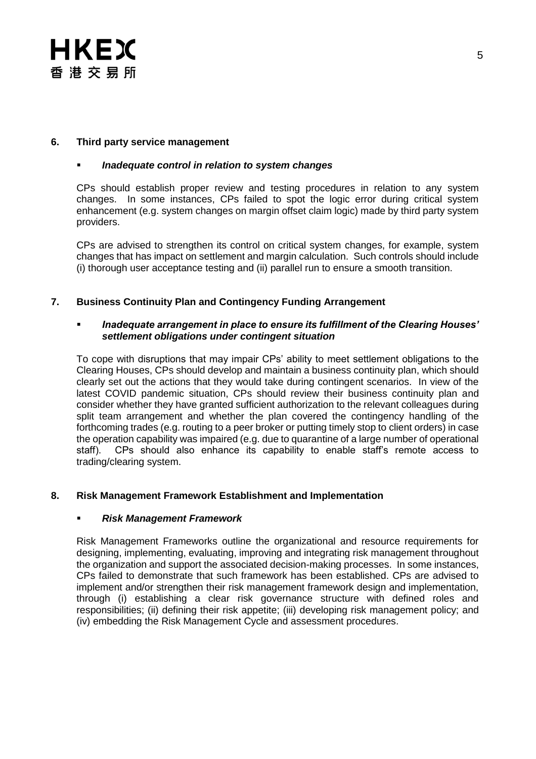## 6. Third party service management

- ***Inadequate control in relation to system changes***

CPs should establish proper review and testing procedures in relation to any system changes. In some instances, CPs failed to spot the logic error during critical system enhancement (e.g. system changes on margin offset claim logic) made by third party system providers.

CPs are advised to strengthen its control on critical system changes, for example, system changes that has impact on settlement and margin calculation. Such controls should include (i) thorough user acceptance testing and (ii) parallel run to ensure a smooth transition.

## 7. Business Continuity Plan and Contingency Funding Arrangement

- ***Inadequate arrangement in place to ensure its fulfillment of the Clearing Houses' settlement obligations under contingent situation***

To cope with disruptions that may impair CPs' ability to meet settlement obligations to the Clearing Houses, CPs should develop and maintain a business continuity plan, which should clearly set out the actions that they would take during contingent scenarios. In view of the latest COVID pandemic situation, CPs should review their business continuity plan and consider whether they have granted sufficient authorization to the relevant colleagues during split team arrangement and whether the plan covered the contingency handling of the forthcoming trades (e.g. routing to a peer broker or putting timely stop to client orders) in case the operation capability was impaired (e.g. due to quarantine of a large number of operational staff). CPs should also enhance its capability to enable staff's remote access to trading/clearing system.

## 8. Risk Management Framework Establishment and Implementation

- ***Risk Management Framework***

Risk Management Frameworks outline the organizational and resource requirements for designing, implementing, evaluating, improving and integrating risk management throughout the organization and support the associated decision-making processes. In some instances, CPs failed to demonstrate that such framework has been established. CPs are advised to implement and/or strengthen their risk management framework design and implementation, through (i) establishing a clear risk governance structure with defined roles and responsibilities; (ii) defining their risk appetite; (iii) developing risk management policy; and (iv) embedding the Risk Management Cycle and assessment procedures.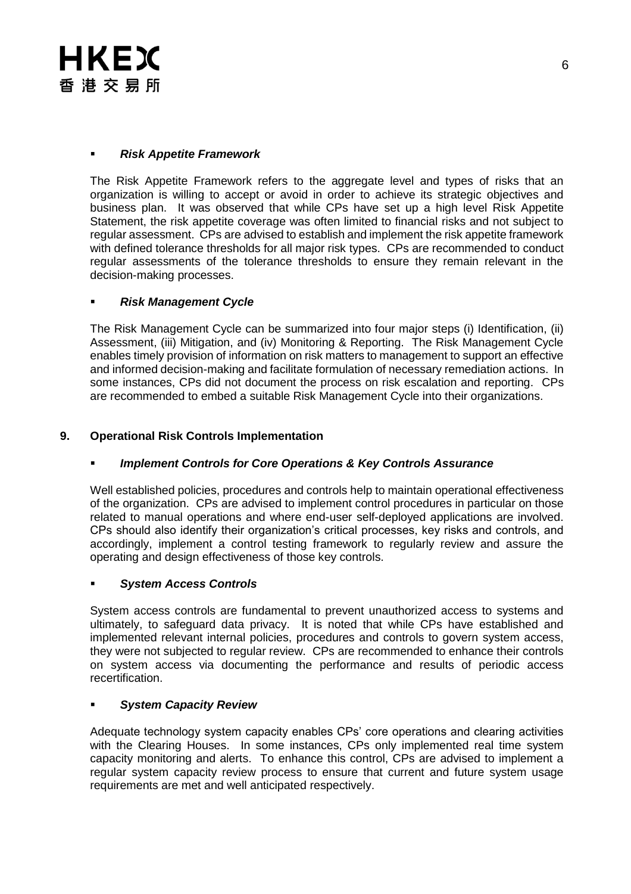- ***Risk Appetite Framework***

The Risk Appetite Framework refers to the aggregate level and types of risks that an organization is willing to accept or avoid in order to achieve its strategic objectives and business plan. It was observed that while CPs have set up a high level Risk Appetite Statement, the risk appetite coverage was often limited to financial risks and not subject to regular assessment. CPs are advised to establish and implement the risk appetite framework with defined tolerance thresholds for all major risk types. CPs are recommended to conduct regular assessments of the tolerance thresholds to ensure they remain relevant in the decision-making processes.

- ***Risk Management Cycle***

The Risk Management Cycle can be summarized into four major steps (i) Identification, (ii) Assessment, (iii) Mitigation, and (iv) Monitoring & Reporting. The Risk Management Cycle enables timely provision of information on risk matters to management to support an effective and informed decision-making and facilitate formulation of necessary remediation actions. In some instances, CPs did not document the process on risk escalation and reporting. CPs are recommended to embed a suitable Risk Management Cycle into their organizations.

## 9. Operational Risk Controls Implementation

- ***Implement Controls for Core Operations & Key Controls Assurance***

Well established policies, procedures and controls help to maintain operational effectiveness of the organization. CPs are advised to implement control procedures in particular on those related to manual operations and where end-user self-deployed applications are involved. CPs should also identify their organization's critical processes, key risks and controls, and accordingly, implement a control testing framework to regularly review and assure the operating and design effectiveness of those key controls.

- ***System Access Controls***

System access controls are fundamental to prevent unauthorized access to systems and ultimately, to safeguard data privacy. It is noted that while CPs have established and implemented relevant internal policies, procedures and controls to govern system access, they were not subjected to regular review. CPs are recommended to enhance their controls on system access via documenting the performance and results of periodic access recertification.

- ***System Capacity Review***

Adequate technology system capacity enables CPs' core operations and clearing activities with the Clearing Houses. In some instances, CPs only implemented real time system capacity monitoring and alerts. To enhance this control, CPs are advised to implement a regular system capacity review process to ensure that current and future system usage requirements are met and well anticipated respectively.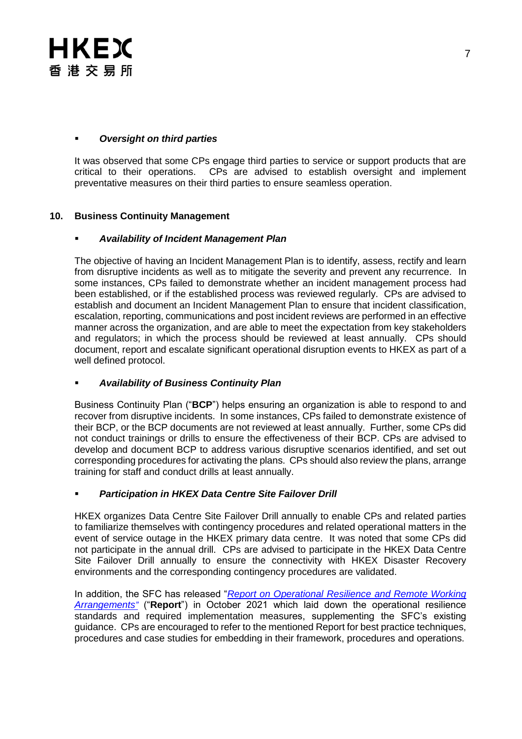- ***Oversight on third parties***

  It was observed that some CPs engage third parties to service or support products that are critical to their operations. CPs are advised to establish oversight and implement preventative measures on their third parties to ensure seamless operation.

## 10. Business Continuity Management

- ***Availability of Incident Management Plan***

  The objective of having an Incident Management Plan is to identify, assess, rectify and learn from disruptive incidents as well as to mitigate the severity and prevent any recurrence. In some instances, CPs failed to demonstrate whether an incident management process had been established, or if the established process was reviewed regularly. CPs are advised to establish and document an Incident Management Plan to ensure that incident classification, escalation, reporting, communications and post incident reviews are performed in an effective manner across the organization, and are able to meet the expectation from key stakeholders and regulators; in which the process should be reviewed at least annually. CPs should document, report and escalate significant operational disruption events to HKEX as part of a well defined protocol.

- ***Availability of Business Continuity Plan***

  Business Continuity Plan ("**BCP**") helps ensuring an organization is able to respond to and recover from disruptive incidents. In some instances, CPs failed to demonstrate existence of their BCP, or the BCP documents are not reviewed at least annually. Further, some CPs did not conduct trainings or drills to ensure the effectiveness of their BCP. CPs are advised to develop and document BCP to address various disruptive scenarios identified, and set out corresponding procedures for activating the plans. CPs should also review the plans, arrange training for staff and conduct drills at least annually.

- ***Participation in HKEX Data Centre Site Failover Drill***

  HKEX organizes Data Centre Site Failover Drill annually to enable CPs and related parties to familiarize themselves with contingency procedures and related operational matters in the event of service outage in the HKEX primary data centre. It was noted that some CPs did not participate in the annual drill. CPs are advised to participate in the HKEX Data Centre Site Failover Drill annually to ensure the connectivity with HKEX Disaster Recovery environments and the corresponding contingency procedures are validated.

  In addition, the SFC has released "*Report on Operational Resilience and Remote Working Arrangements*" ("**Report**") in October 2021 which laid down the operational resilience standards and required implementation measures, supplementing the SFC's existing guidance. CPs are encouraged to refer to the mentioned Report for best practice techniques, procedures and case studies for embedding in their framework, procedures and operations.